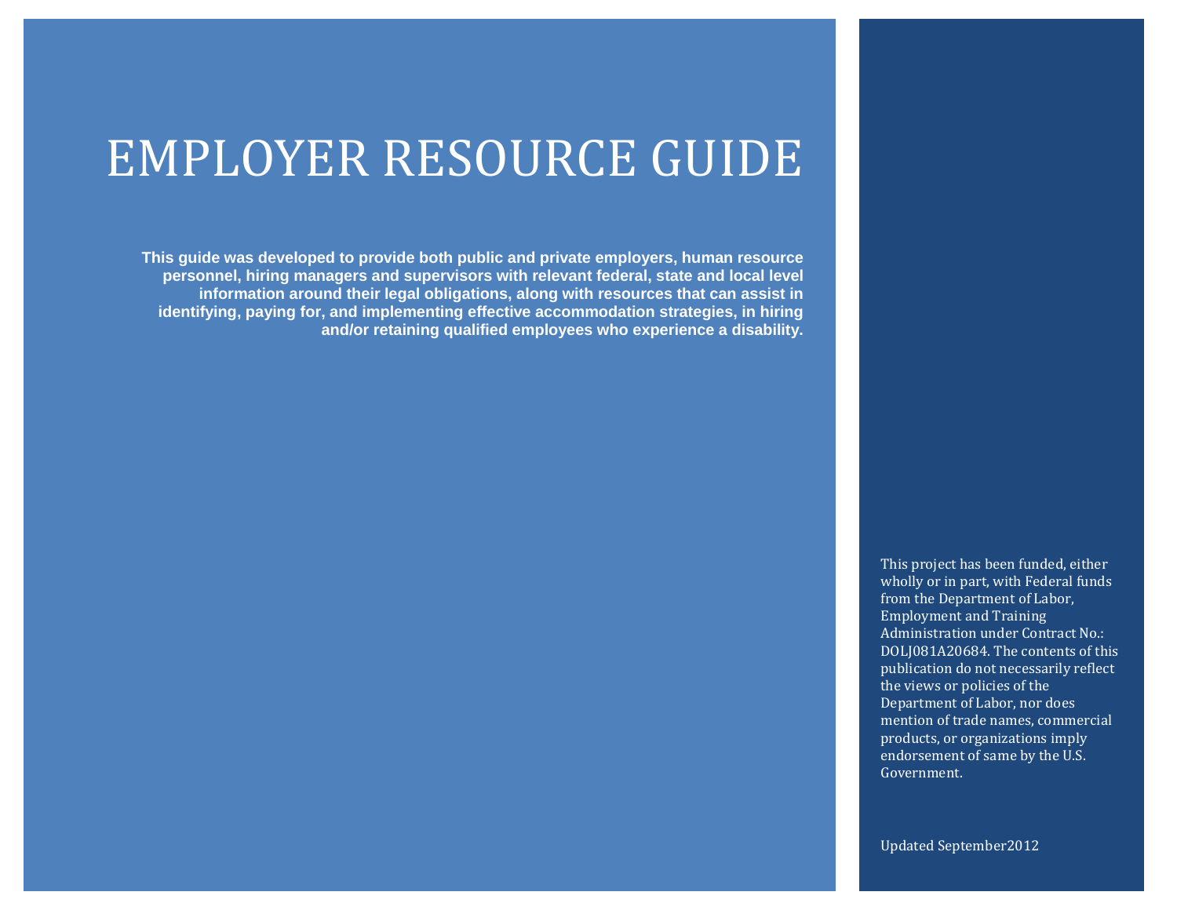# EMPLOYER RESOURCE GUIDE

**This guide was developed to provide both public and private employers, human resource personnel, hiring managers and supervisors with relevant federal, state and local level information around their legal obligations, along with resources that can assist in identifying, paying for, and implementing effective accommodation strategies, in hiring and/or retaining qualified employees who experience a disability.**

This project has been funded, either wholly or in part, with Federal funds from the Department of Labor, Employment and Training Administration under Contract No.: DOLJ081A20684. The contents of this publication do not necessarily reflect the views or policies of the Department of Labor, nor does mention of trade names, commercial products, or organizations imply endorsement of same by the U.S. Government.

Updated September2012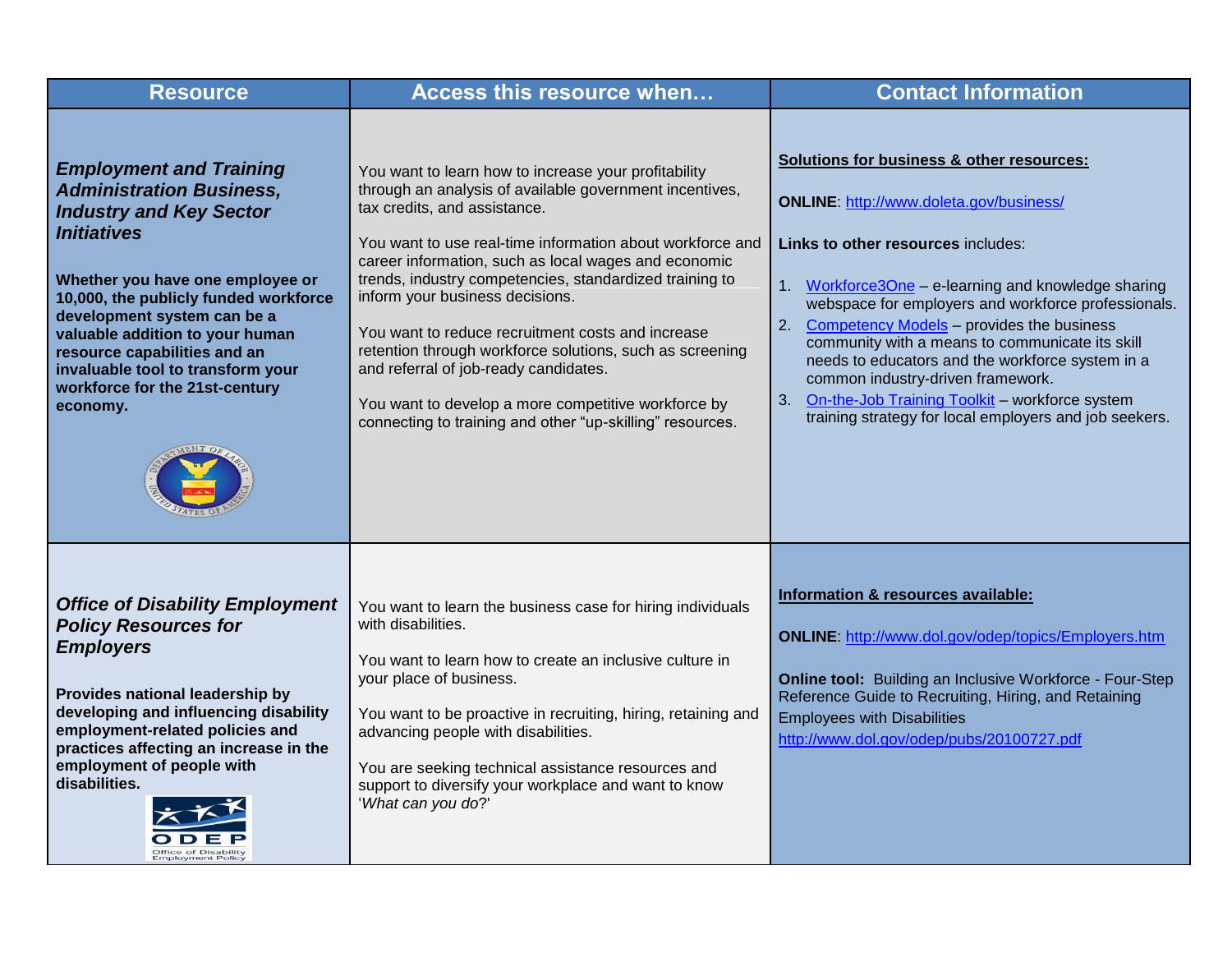| Resource | Access this resource when… | Contact Information |
| --- | --- | --- |
| ***Employment and Training Administration Business, Industry and Key Sector Initiatives***<br><br>**Whether you have one employee or 10,000, the publicly funded workforce development system can be a valuable addition to your human resource capabilities and an invaluable tool to transform your workforce for the 21st-century economy.** | You want to learn how to increase your profitability through an analysis of available government incentives, tax credits, and assistance.<br><br>You want to use real-time information about workforce and career information, such as local wages and economic trends, industry competencies, standardized training to inform your business decisions.<br><br>You want to reduce recruitment costs and increase retention through workforce solutions, such as screening and referral of job-ready candidates.<br><br>You want to develop a more competitive workforce by connecting to training and other "up-skilling" resources. | **Solutions for business & other resources:**<br><br>**ONLINE**: http://www.doleta.gov/business/<br><br>**Links to other resources** includes:<br><br>1. Workforce3One – e-learning and knowledge sharing webspace for employers and workforce professionals.<br>2. Competency Models – provides the business community with a means to communicate its skill needs to educators and the workforce system in a common industry-driven framework.<br>3. On-the-Job Training Toolkit – workforce system training strategy for local employers and job seekers. |
| ***Office of Disability Employment Policy Resources for Employers***<br><br>**Provides national leadership by developing and influencing disability employment-related policies and practices affecting an increase in the employment of people with disabilities.** | You want to learn the business case for hiring individuals with disabilities.<br><br>You want to learn how to create an inclusive culture in your place of business.<br><br>You want to be proactive in recruiting, hiring, retaining and advancing people with disabilities.<br><br>You are seeking technical assistance resources and support to diversify your workplace and want to know '*What can you do*?' | **Information & resources available:**<br><br>**ONLINE**: http://www.dol.gov/odep/topics/Employers.htm<br><br>**Online tool:** Building an Inclusive Workforce - Four-Step Reference Guide to Recruiting, Hiring, and Retaining Employees with Disabilities http://www.dol.gov/odep/pubs/20100727.pdf |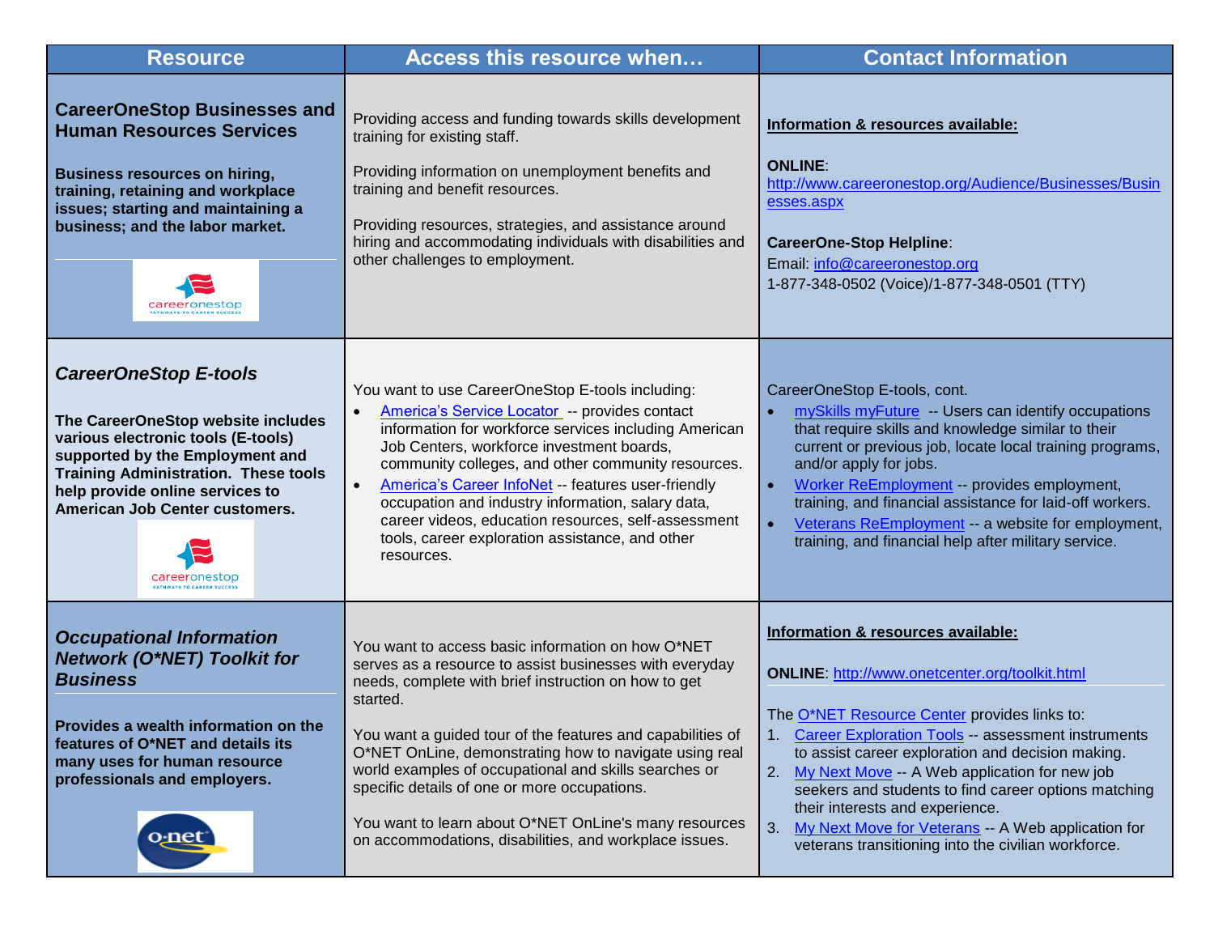| Resource | Access this resource when… | Contact Information |
|---|---|---|
| **CareerOneStop Businesses and Human Resources Services**<br><br>**Business resources on hiring, training, retaining and workplace issues; starting and maintaining a business; and the labor market.** | Providing access and funding towards skills development training for existing staff.<br><br>Providing information on unemployment benefits and training and benefit resources.<br><br>Providing resources, strategies, and assistance around hiring and accommodating individuals with disabilities and other challenges to employment. | **Information & resources available:**<br><br>**ONLINE**: http://www.careeronestop.org/Audience/Businesses/Businesses.aspx<br><br>**CareerOne-Stop Helpline**:<br>Email: info@careeronestop.org<br>1-877-348-0502 (Voice)/1-877-348-0501 (TTY) |
| ***CareerOneStop E-tools***<br><br>**The CareerOneStop website includes various electronic tools (E-tools) supported by the Employment and Training Administration. These tools help provide online services to American Job Center customers.** | You want to use CareerOneStop E-tools including:<br>• America's Service Locator -- provides contact information for workforce services including American Job Centers, workforce investment boards, community colleges, and other community resources.<br>• America's Career InfoNet -- features user-friendly occupation and industry information, salary data, career videos, education resources, self-assessment tools, career exploration assistance, and other resources. | CareerOneStop E-tools, cont.<br>• mySkills myFuture -- Users can identify occupations that require skills and knowledge similar to their current or previous job, locate local training programs, and/or apply for jobs.<br>• Worker ReEmployment -- provides employment, training, and financial assistance for laid-off workers.<br>• Veterans ReEmployment -- a website for employment, training, and financial help after military service. |
| ***Occupational Information Network (O*NET) Toolkit for Business***<br><br>**Provides a wealth information on the features of O*NET and details its many uses for human resource professionals and employers.** | You want to access basic information on how O*NET serves as a resource to assist businesses with everyday needs, complete with brief instruction on how to get started.<br><br>You want a guided tour of the features and capabilities of O*NET OnLine, demonstrating how to navigate using real world examples of occupational and skills searches or specific details of one or more occupations.<br><br>You want to learn about O*NET OnLine's many resources on accommodations, disabilities, and workplace issues. | **Information & resources available:**<br><br>**ONLINE**: http://www.onetcenter.org/toolkit.html<br><br>The O*NET Resource Center provides links to:<br>1. Career Exploration Tools -- assessment instruments to assist career exploration and decision making.<br>2. My Next Move -- A Web application for new job seekers and students to find career options matching their interests and experience.<br>3. My Next Move for Veterans -- A Web application for veterans transitioning into the civilian workforce. |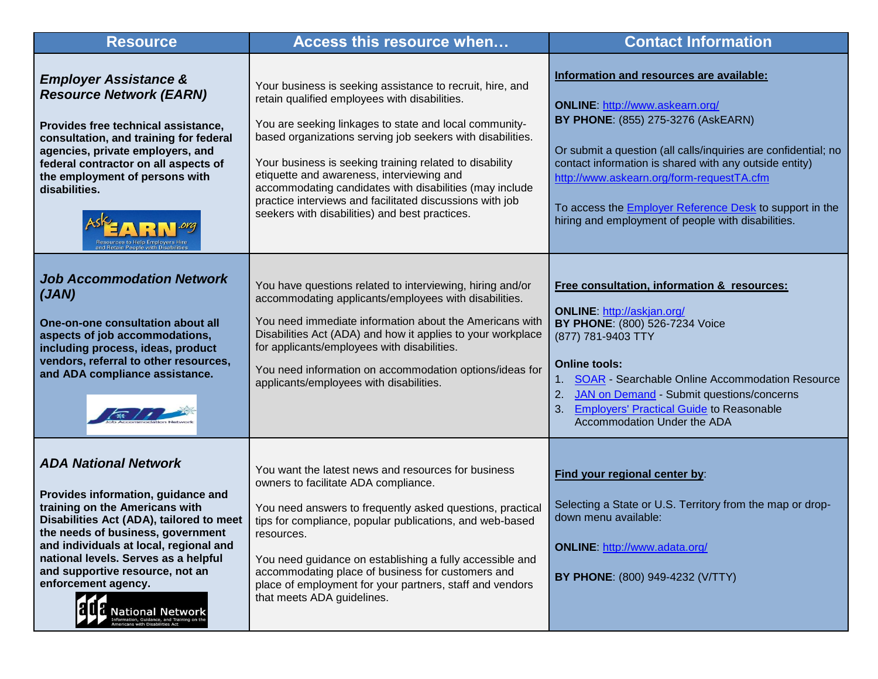| Resource | Access this resource when… | Contact Information |
|---|---|---|
| ***Employer Assistance & Resource Network (EARN)***<br><br>**Provides free technical assistance, consultation, and training for federal agencies, private employers, and federal contractor on all aspects of the employment of persons with disabilities.** | Your business is seeking assistance to recruit, hire, and retain qualified employees with disabilities.<br><br>You are seeking linkages to state and local community-based organizations serving job seekers with disabilities.<br><br>Your business is seeking training related to disability etiquette and awareness, interviewing and accommodating candidates with disabilities (may include practice interviews and facilitated discussions with job seekers with disabilities) and best practices. | **Information and resources are available:**<br><br>**ONLINE**: http://www.askearn.org/<br>**BY PHONE**: (855) 275-3276 (AskEARN)<br><br>Or submit a question (all calls/inquiries are confidential; no contact information is shared with any outside entity) http://www.askearn.org/form-requestTA.cfm<br><br>To access the Employer Reference Desk to support in the hiring and employment of people with disabilities. |
| ***Job Accommodation Network (JAN)***<br><br>**One-on-one consultation about all aspects of job accommodations, including process, ideas, product vendors, referral to other resources, and ADA compliance assistance.** | You have questions related to interviewing, hiring and/or accommodating applicants/employees with disabilities.<br><br>You need immediate information about the Americans with Disabilities Act (ADA) and how it applies to your workplace for applicants/employees with disabilities.<br><br>You need information on accommodation options/ideas for applicants/employees with disabilities. | **Free consultation, information & resources:**<br><br>**ONLINE**: http://askjan.org/<br>**BY PHONE**: (800) 526-7234 Voice (877) 781-9403 TTY<br><br>**Online tools:**<br>1. SOAR - Searchable Online Accommodation Resource<br>2. JAN on Demand - Submit questions/concerns<br>3. Employers' Practical Guide to Reasonable Accommodation Under the ADA |
| ***ADA National Network***<br><br>**Provides information, guidance and training on the Americans with Disabilities Act (ADA), tailored to meet the needs of business, government and individuals at local, regional and national levels. Serves as a helpful and supportive resource, not an enforcement agency.** | You want the latest news and resources for business owners to facilitate ADA compliance.<br><br>You need answers to frequently asked questions, practical tips for compliance, popular publications, and web-based resources.<br><br>You need guidance on establishing a fully accessible and accommodating place of business for customers and place of employment for your partners, staff and vendors that meets ADA guidelines. | **Find your regional center by**:<br><br>Selecting a State or U.S. Territory from the map or drop-down menu available:<br><br>**ONLINE**: http://www.adata.org/<br><br>**BY PHONE**: (800) 949-4232 (V/TTY) |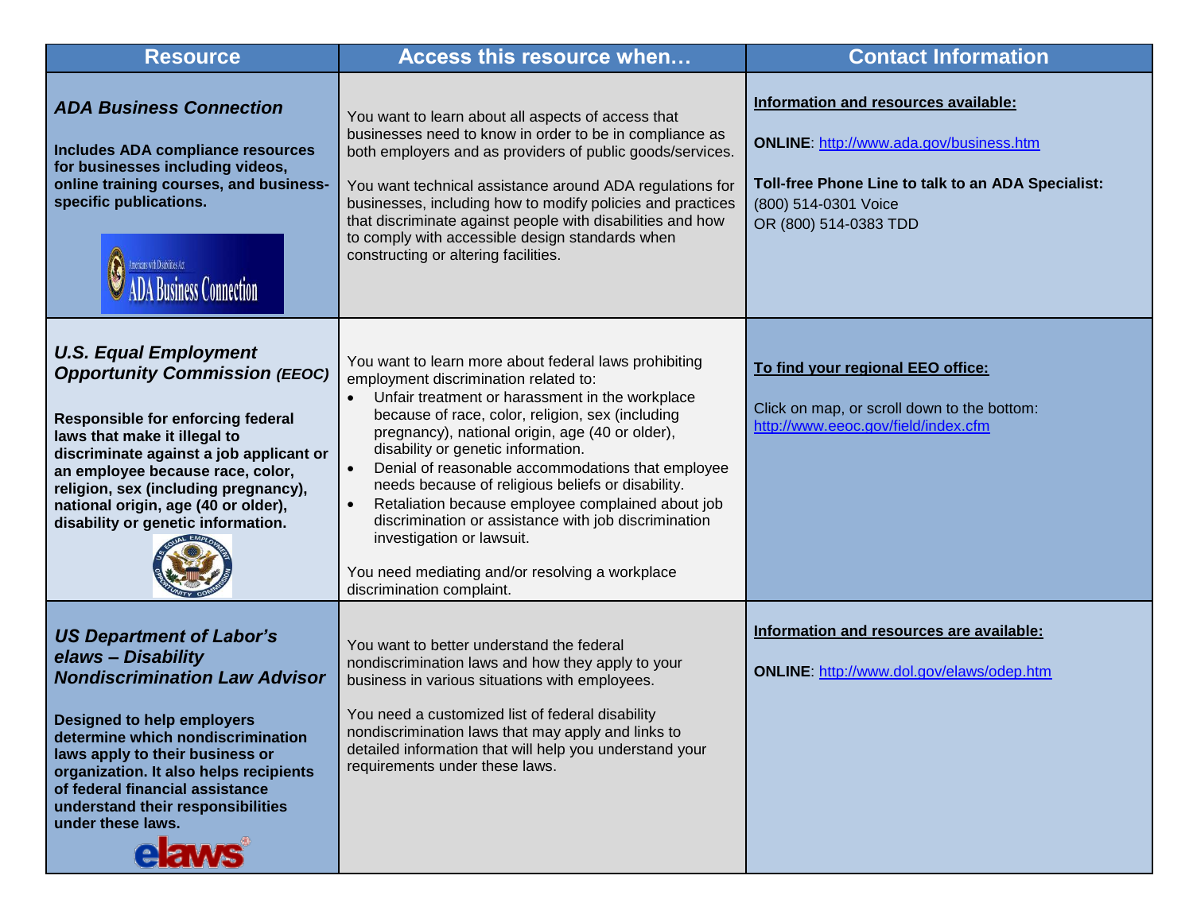| Resource | Access this resource when… | Contact Information |
| --- | --- | --- |
| ***ADA Business Connection***<br><br>**Includes ADA compliance resources for businesses including videos, online training courses, and business-specific publications.** | You want to learn about all aspects of access that businesses need to know in order to be in compliance as both employers and as providers of public goods/services.<br><br>You want technical assistance around ADA regulations for businesses, including how to modify policies and practices that discriminate against people with disabilities and how to comply with accessible design standards when constructing or altering facilities. | **Information and resources available:**<br><br>**ONLINE**: http://www.ada.gov/business.htm<br><br>**Toll-free Phone Line to talk to an ADA Specialist:**<br>(800) 514-0301 Voice<br>OR (800) 514-0383 TDD |
| ***U.S. Equal Employment Opportunity Commission (EEOC)***<br><br>**Responsible for enforcing federal laws that make it illegal to discriminate against a job applicant or an employee because race, color, religion, sex (including pregnancy), national origin, age (40 or older), disability or genetic information.** | You want to learn more about federal laws prohibiting employment discrimination related to:<br>• Unfair treatment or harassment in the workplace because of race, color, religion, sex (including pregnancy), national origin, age (40 or older), disability or genetic information.<br>• Denial of reasonable accommodations that employee needs because of religious beliefs or disability.<br>• Retaliation because employee complained about job discrimination or assistance with job discrimination investigation or lawsuit.<br><br>You need mediating and/or resolving a workplace discrimination complaint. | **To find your regional EEO office:**<br><br>Click on map, or scroll down to the bottom:<br>http://www.eeoc.gov/field/index.cfm |
| ***US Department of Labor's elaws – Disability Nondiscrimination Law Advisor***<br><br>**Designed to help employers determine which nondiscrimination laws apply to their business or organization. It also helps recipients of federal financial assistance understand their responsibilities under these laws.** | You want to better understand the federal nondiscrimination laws and how they apply to your business in various situations with employees.<br><br>You need a customized list of federal disability nondiscrimination laws that may apply and links to detailed information that will help you understand your requirements under these laws. | **Information and resources are available:**<br><br>**ONLINE**: http://www.dol.gov/elaws/odep.htm |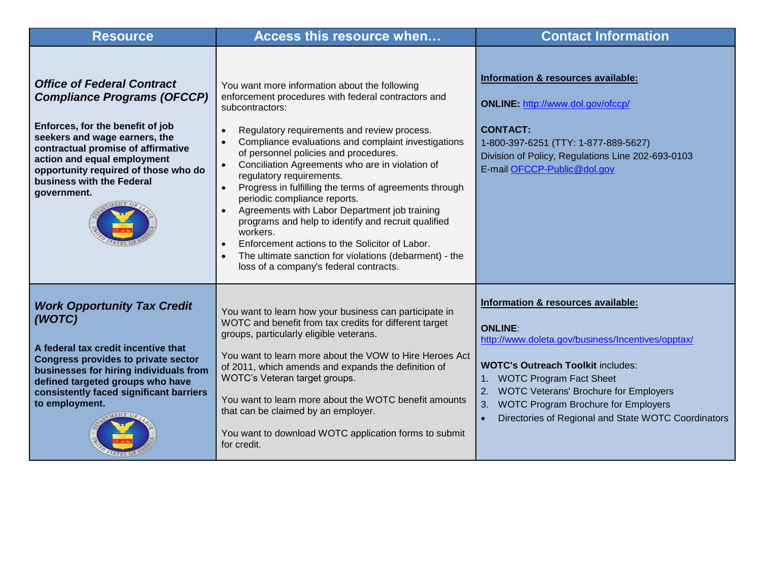| Resource | Access this resource when… | Contact Information |
|---|---|---|
| ***Office of Federal Contract Compliance Programs (OFCCP)*** <br><br> **Enforces, for the benefit of job seekers and wage earners, the contractual promise of affirmative action and equal employment opportunity required of those who do business with the Federal government.** | You want more information about the following enforcement procedures with federal contractors and subcontractors: <br><br> • Regulatory requirements and review process. <br> • Compliance evaluations and complaint investigations of personnel policies and procedures. <br> • Conciliation Agreements who are in violation of regulatory requirements. <br> • Progress in fulfilling the terms of agreements through periodic compliance reports. <br> • Agreements with Labor Department job training programs and help to identify and recruit qualified workers. <br> • Enforcement actions to the Solicitor of Labor. <br> • The ultimate sanction for violations (debarment) - the loss of a company's federal contracts. | **Information & resources available:** <br><br> **ONLINE:** http://www.dol.gov/ofccp/ <br><br> **CONTACT:** <br> 1-800-397-6251 (TTY: 1-877-889-5627) <br> Division of Policy, Regulations Line 202-693-0103 <br> E-mail OFCCP-Public@dol.gov |
| ***Work Opportunity Tax Credit (WOTC)*** <br><br> **A federal tax credit incentive that Congress provides to private sector businesses for hiring individuals from defined targeted groups who have consistently faced significant barriers to employment.** | You want to learn how your business can participate in WOTC and benefit from tax credits for different target groups, particularly eligible veterans. <br><br> You want to learn more about the VOW to Hire Heroes Act of 2011, which amends and expands the definition of WOTC's Veteran target groups. <br><br> You want to learn more about the WOTC benefit amounts that can be claimed by an employer. <br><br> You want to download WOTC application forms to submit for credit. | **Information & resources available:** <br><br> **ONLINE**: http://www.doleta.gov/business/Incentives/opptax/ <br><br> **WOTC's Outreach Toolkit** includes: <br> 1. WOTC Program Fact Sheet <br> 2. WOTC Veterans' Brochure for Employers <br> 3. WOTC Program Brochure for Employers <br> • Directories of Regional and State WOTC Coordinators |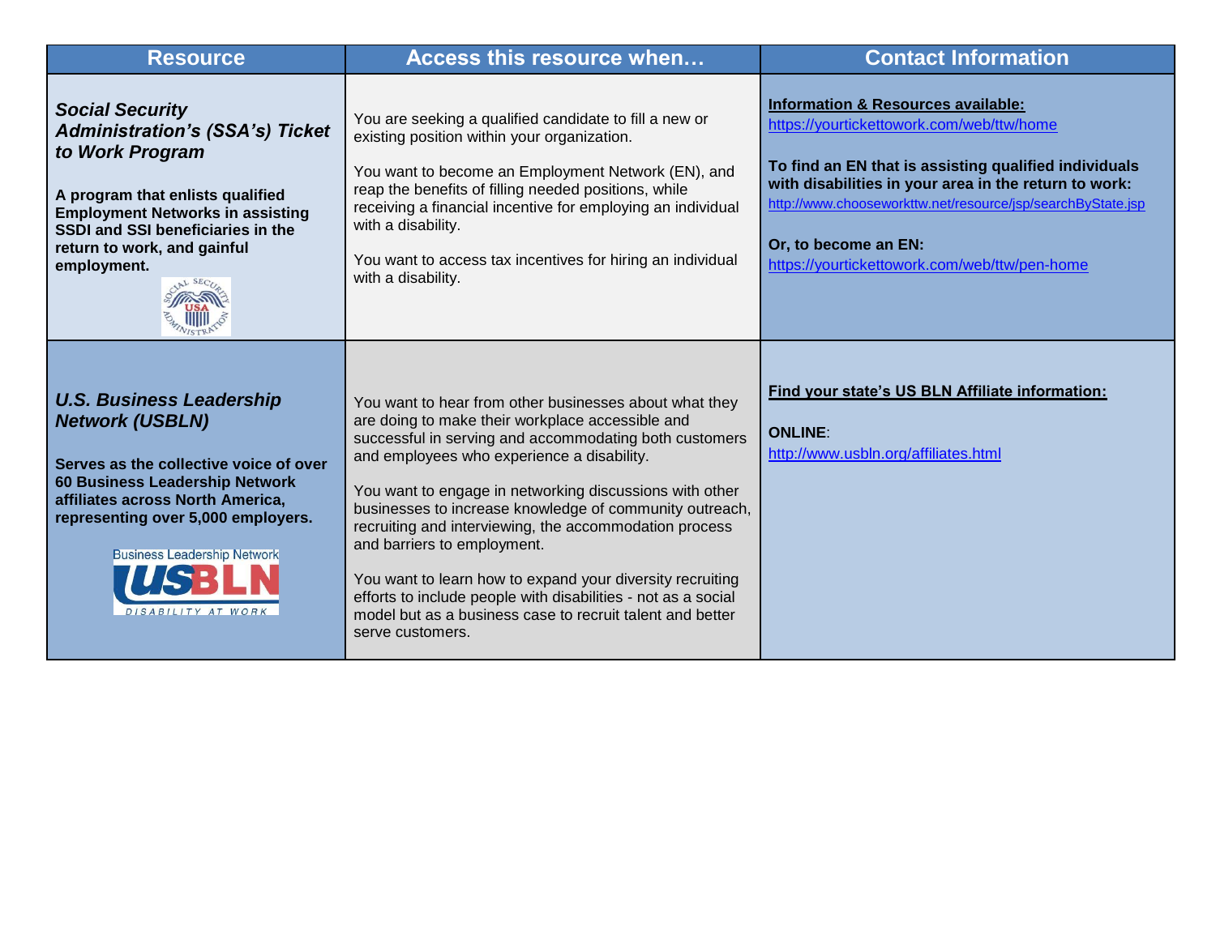| Resource | Access this resource when… | Contact Information |
|---|---|---|
| ***Social Security Administration's (SSA's) Ticket to Work Program***<br><br>**A program that enlists qualified Employment Networks in assisting SSDI and SSI beneficiaries in the return to work, and gainful employment.** | You are seeking a qualified candidate to fill a new or existing position within your organization.<br><br>You want to become an Employment Network (EN), and reap the benefits of filling needed positions, while receiving a financial incentive for employing an individual with a disability.<br><br>You want to access tax incentives for hiring an individual with a disability. | **Information & Resources available:**<br>https://yourtickettowork.com/web/ttw/home<br><br>**To find an EN that is assisting qualified individuals with disabilities in your area in the return to work:**<br>http://www.chooseworkttw.net/resource/jsp/searchByState.jsp<br><br>**Or, to become an EN:**<br>https://yourtickettowork.com/web/ttw/pen-home |
| ***U.S. Business Leadership Network (USBLN)***<br><br>**Serves as the collective voice of over 60 Business Leadership Network affiliates across North America, representing over 5,000 employers.** | You want to hear from other businesses about what they are doing to make their workplace accessible and successful in serving and accommodating both customers and employees who experience a disability.<br><br>You want to engage in networking discussions with other businesses to increase knowledge of community outreach, recruiting and interviewing, the accommodation process and barriers to employment.<br><br>You want to learn how to expand your diversity recruiting efforts to include people with disabilities - not as a social model but as a business case to recruit talent and better serve customers. | **Find your state's US BLN Affiliate information:**<br><br>**ONLINE**:<br>http://www.usbln.org/affiliates.html |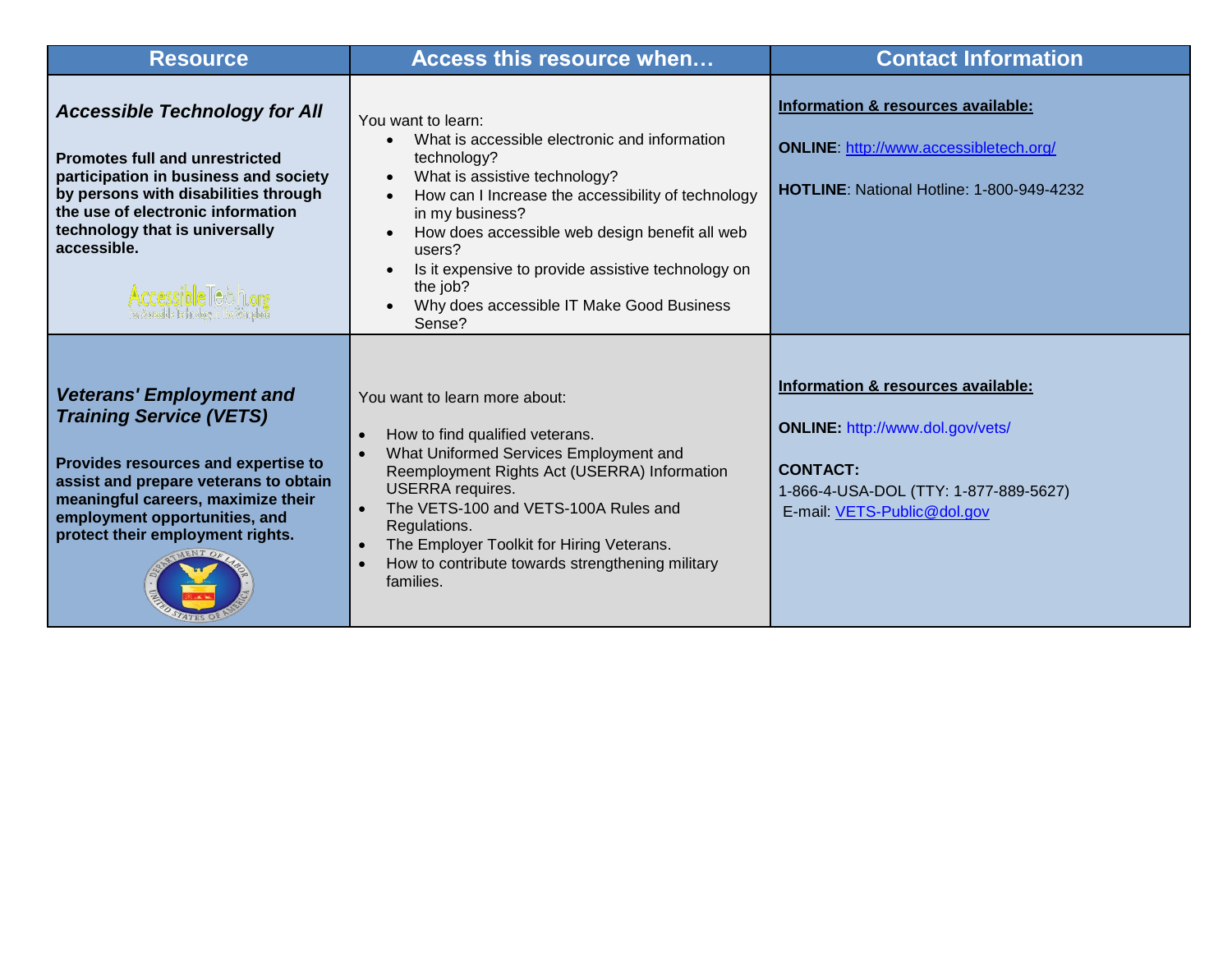| Resource | Access this resource when… | Contact Information |
|---|---|---|
| ***Accessible Technology for All***<br><br>**Promotes full and unrestricted participation in business and society by persons with disabilities through the use of electronic information technology that is universally accessible.** | You want to learn:<br>• What is accessible electronic and information technology?<br>• What is assistive technology?<br>• How can I Increase the accessibility of technology in my business?<br>• How does accessible web design benefit all web users?<br>• Is it expensive to provide assistive technology on the job?<br>• Why does accessible IT Make Good Business Sense? | **Information & resources available:**<br><br>**ONLINE**: http://www.accessibletech.org/<br><br>**HOTLINE**: National Hotline: 1-800-949-4232 |
| ***Veterans' Employment and Training Service (VETS)***<br><br>**Provides resources and expertise to assist and prepare veterans to obtain meaningful careers, maximize their employment opportunities, and protect their employment rights.** | You want to learn more about:<br>• How to find qualified veterans.<br>• What Uniformed Services Employment and Reemployment Rights Act (USERRA) Information USERRA requires.<br>• The VETS-100 and VETS-100A Rules and Regulations.<br>• The Employer Toolkit for Hiring Veterans.<br>• How to contribute towards strengthening military families. | **Information & resources available:**<br><br>**ONLINE:** http://www.dol.gov/vets/<br><br>**CONTACT:**<br>1-866-4-USA-DOL (TTY: 1-877-889-5627)<br>E-mail: VETS-Public@dol.gov |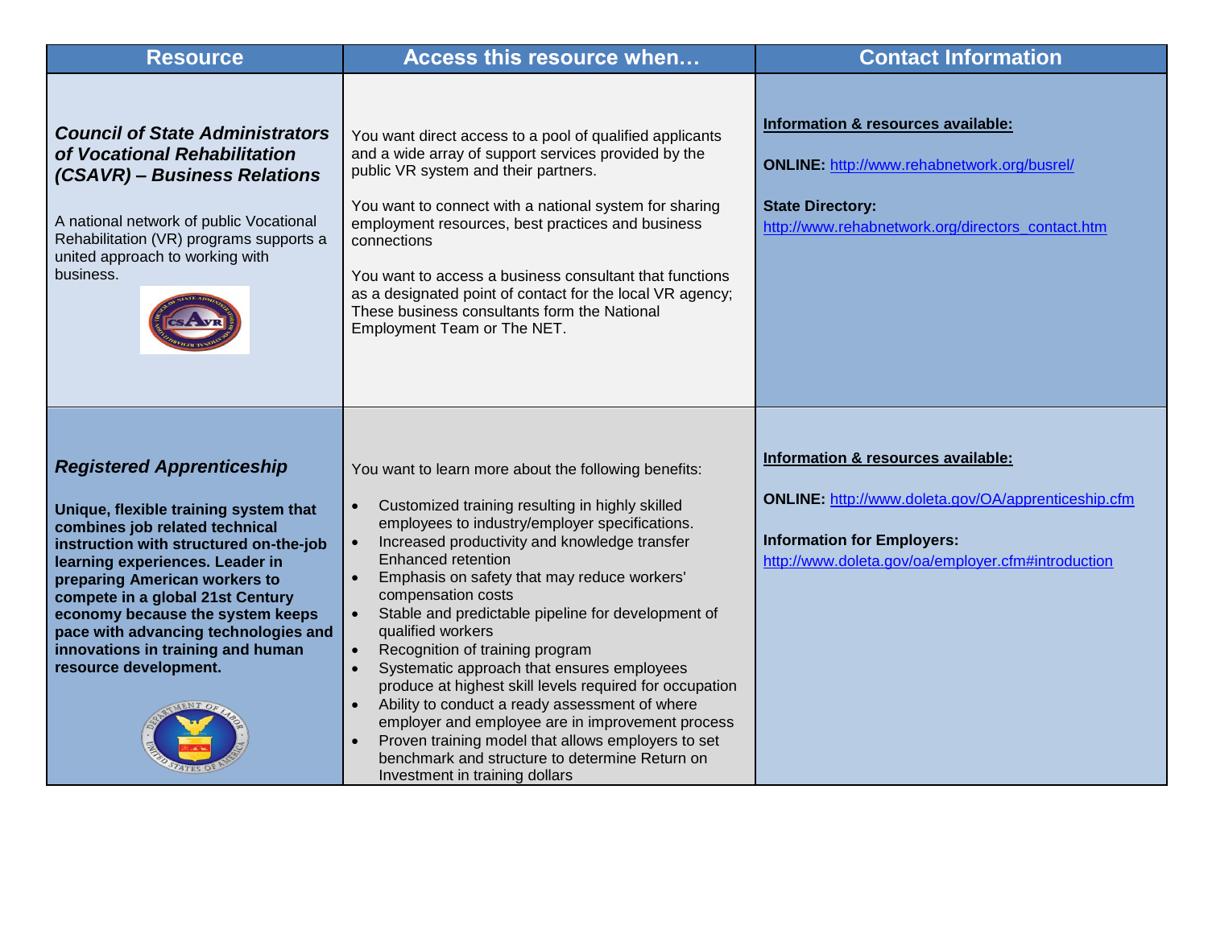| Resource | Access this resource when… | Contact Information |
|---|---|---|
| ***Council of State Administrators of Vocational Rehabilitation (CSAVR) – Business Relations***<br><br>A national network of public Vocational Rehabilitation (VR) programs supports a united approach to working with business. | You want direct access to a pool of qualified applicants and a wide array of support services provided by the public VR system and their partners.<br><br>You want to connect with a national system for sharing employment resources, best practices and business connections<br><br>You want to access a business consultant that functions as a designated point of contact for the local VR agency; These business consultants form the National Employment Team or The NET. | **Information & resources available:**<br><br>**ONLINE:** http://www.rehabnetwork.org/busrel/<br><br>**State Directory:**<br>http://www.rehabnetwork.org/directors_contact.htm |
| ***Registered Apprenticeship***<br><br>**Unique, flexible training system that combines job related technical instruction with structured on-the-job learning experiences. Leader in preparing American workers to compete in a global 21st Century economy because the system keeps pace with advancing technologies and innovations in training and human resource development.** | You want to learn more about the following benefits:<br><br>• Customized training resulting in highly skilled employees to industry/employer specifications.<br>• Increased productivity and knowledge transfer Enhanced retention<br>• Emphasis on safety that may reduce workers' compensation costs<br>• Stable and predictable pipeline for development of qualified workers<br>• Recognition of training program<br>• Systematic approach that ensures employees produce at highest skill levels required for occupation<br>• Ability to conduct a ready assessment of where employer and employee are in improvement process<br>• Proven training model that allows employers to set benchmark and structure to determine Return on Investment in training dollars | **Information & resources available:**<br><br>**ONLINE:** http://www.doleta.gov/OA/apprenticeship.cfm<br><br>**Information for Employers:**<br>http://www.doleta.gov/oa/employer.cfm#introduction |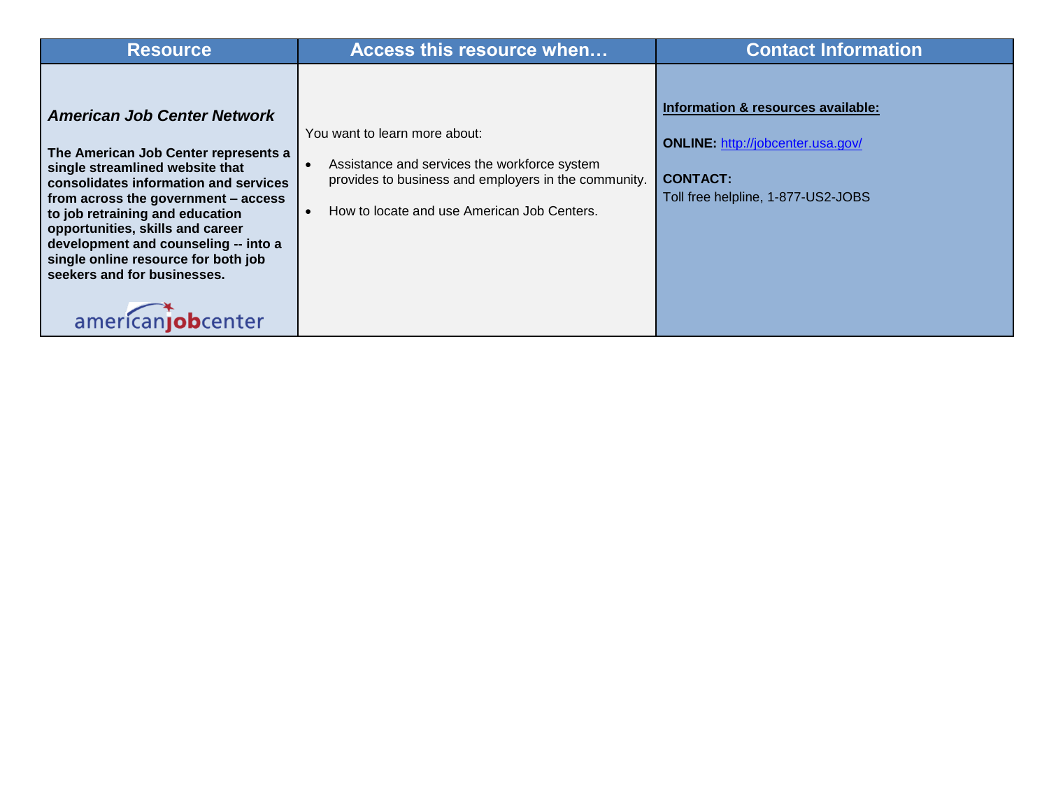| Resource | Access this resource when… | Contact Information |
| --- | --- | --- |
| ***American Job Center Network*** <br><br> **The American Job Center represents a single streamlined website that consolidates information and services from across the government – access to job retraining and education opportunities, skills and career development and counseling -- into a single online resource for both job seekers and for businesses.** <br><br> americanjobcenter | You want to learn more about: <br><br> • Assistance and services the workforce system provides to business and employers in the community. <br><br> • How to locate and use American Job Centers. | **Information & resources available:** <br><br> **ONLINE:** http://jobcenter.usa.gov/ <br><br> **CONTACT:** <br> Toll free helpline, 1-877-US2-JOBS |